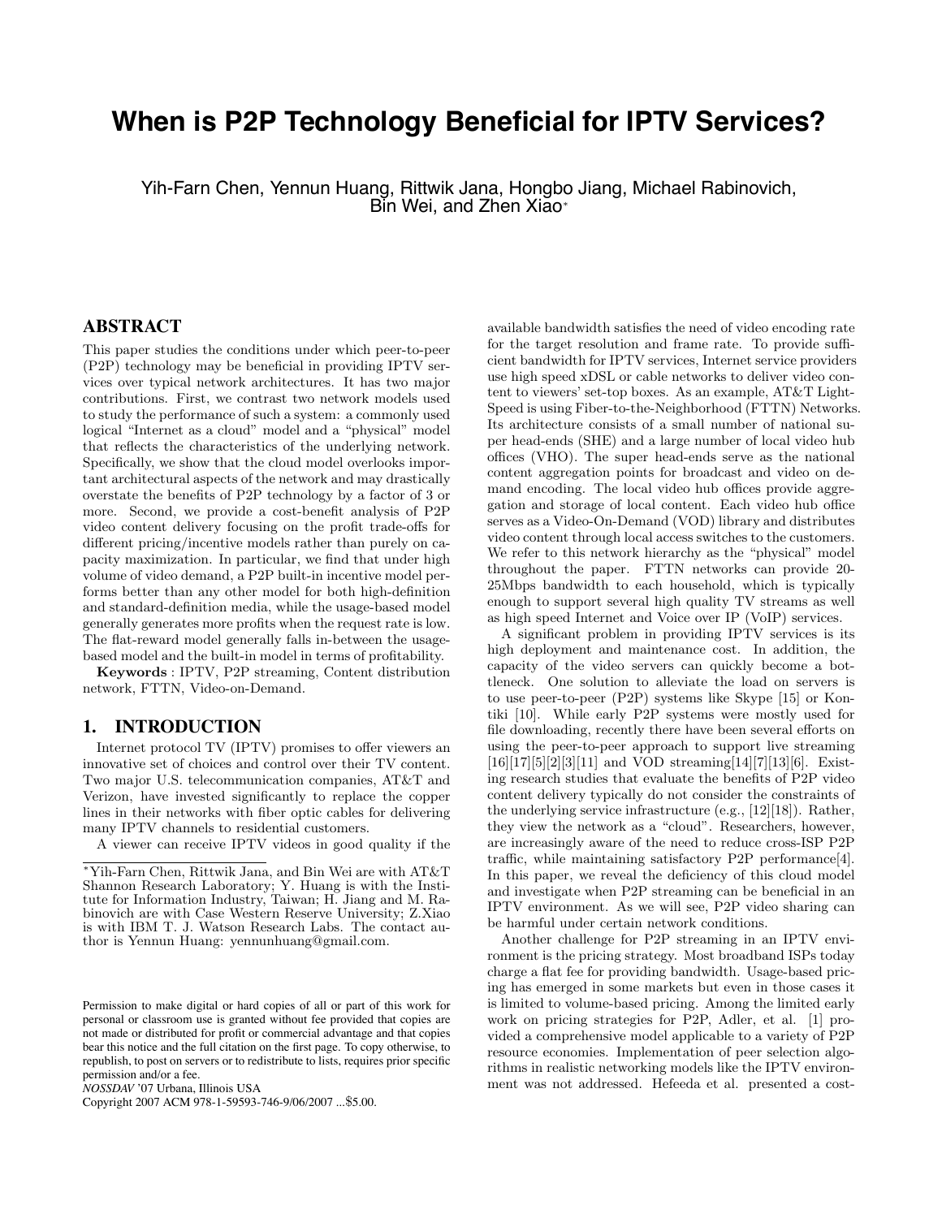# When is P2P Technology Beneficial for IPTV Services?

Yih-Farn Chen, Yennun Huang, Rittwik Jana, Hongbo Jiang, Michael Rabinovich, Bin Wei, and Zhen Xiao*

## ABSTRACT

This paper studies the conditions under which peer-to-peer (P2P) technology may be beneficial in providing IPTV services over typical network architectures. It has two major contributions. First, we contrast two network models used to study the performance of such a system: a commonly used logical "Internet as a cloud" model and a "physical" model that reflects the characteristics of the underlying network. Specifically, we show that the cloud model overlooks important architectural aspects of the network and may drastically overstate the benefits of P2P technology by a factor of 3 or more. Second, we provide a cost-benefit analysis of P2P video content delivery focusing on the profit trade-offs for different pricing/incentive models rather than purely on capacity maximization. In particular, we find that under high volume of video demand, a P2P built-in incentive model performs better than any other model for both high-definition and standard-definition media, while the usage-based model generally generates more profits when the request rate is low. The flat-reward model generally falls in-between the usage-based model and the built-in model in terms of profitability.

**Keywords** : IPTV, P2P streaming, Content distribution network, FTTN, Video-on-Demand.

## 1. INTRODUCTION

Internet protocol TV (IPTV) promises to offer viewers an innovative set of choices and control over their TV content. Two major U.S. telecommunication companies, AT&T and Verizon, have invested significantly to replace the copper lines in their networks with fiber optic cables for delivering many IPTV channels to residential customers.

A viewer can receive IPTV videos in good quality if the available bandwidth satisfies the need of video encoding rate for the target resolution and frame rate. To provide sufficient bandwidth for IPTV services, Internet service providers use high speed xDSL or cable networks to deliver video content to viewers' set-top boxes. As an example, AT&T LightSpeed is using Fiber-to-the-Neighborhood (FTTN) Networks. Its architecture consists of a small number of national super head-ends (SHE) and a large number of local video hub offices (VHO). The super head-ends serve as the national content aggregation points for broadcast and video on demand encoding. The local video hub offices provide aggregation and storage of local content. Each video hub office serves as a Video-On-Demand (VOD) library and distributes video content through local access switches to the customers. We refer to this network hierarchy as the "physical" model throughout the paper. FTTN networks can provide 20-25Mbps bandwidth to each household, which is typically enough to support several high quality TV streams as well as high speed Internet and Voice over IP (VoIP) services.

A significant problem in providing IPTV services is its high deployment and maintenance cost. In addition, the capacity of the video servers can quickly become a bottleneck. One solution to alleviate the load on servers is to use peer-to-peer (P2P) systems like Skype [15] or Kontiki [10]. While early P2P systems were mostly used for file downloading, recently there have been several efforts on using the peer-to-peer approach to support live streaming [16][17][5][2][3][11] and VOD streaming[14][7][13][6]. Existing research studies that evaluate the benefits of P2P video content delivery typically do not consider the constraints of the underlying service infrastructure (e.g., [12][18]). Rather, they view the network as a "cloud". Researchers, however, are increasingly aware of the need to reduce cross-ISP P2P traffic, while maintaining satisfactory P2P performance[4]. In this paper, we reveal the deficiency of this cloud model and investigate when P2P streaming can be beneficial in an IPTV environment. As we will see, P2P video sharing can be harmful under certain network conditions.

Another challenge for P2P streaming in an IPTV environment is the pricing strategy. Most broadband ISPs today charge a flat fee for providing bandwidth. Usage-based pricing has emerged in some markets but even in those cases it is limited to volume-based pricing. Among the limited early work on pricing strategies for P2P, Adler, et al. [1] provided a comprehensive model applicable to a variety of P2P resource economies. Implementation of peer selection algorithms in realistic networking models like the IPTV environment was not addressed. Hefeeda et al. presented a cost-

*Yih-Farn Chen, Rittwik Jana, and Bin Wei are with AT&T Shannon Research Laboratory; Y. Huang is with the Institute for Information Industry, Taiwan; H. Jiang and M. Rabinovich are with Case Western Reserve University; Z.Xiao is with IBM T. J. Watson Research Labs. The contact author is Yennun Huang: yennunhuang@gmail.com.

Permission to make digital or hard copies of all or part of this work for personal or classroom use is granted without fee provided that copies are not made or distributed for profit or commercial advantage and that copies bear this notice and the full citation on the first page. To copy otherwise, to republish, to post on servers or to redistribute to lists, requires prior specific permission and/or a fee.
*NOSSDAV* '07 Urbana, Illinois USA
Copyright 2007 ACM 978-1-59593-746-9/06/2007 ...$5.00.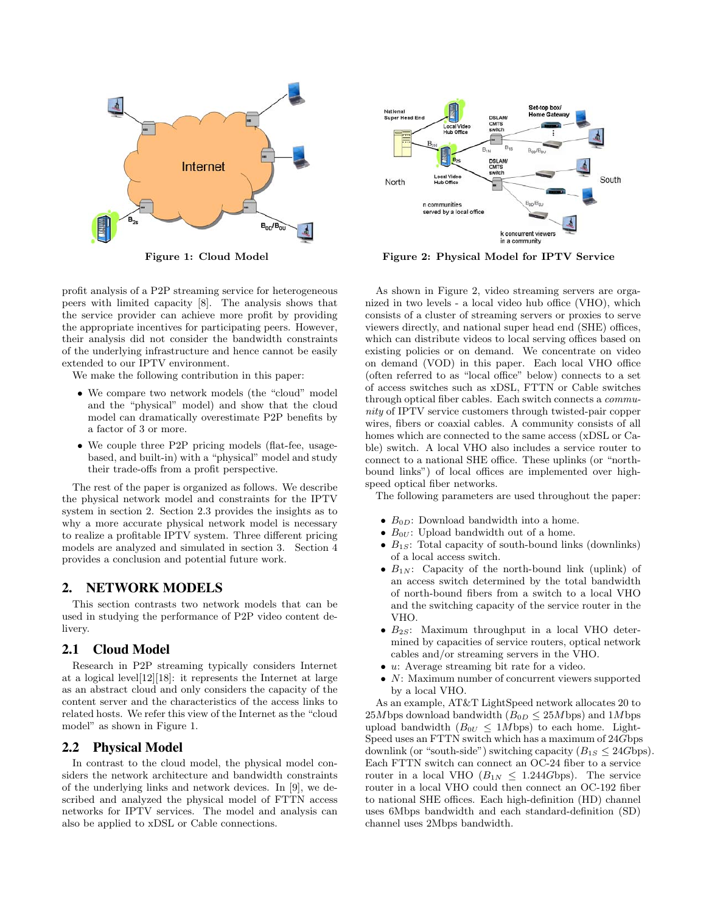Figure 1: Cloud Model

Figure 2: Physical Model for IPTV Service

profit analysis of a P2P streaming service for heterogeneous peers with limited capacity [8]. The analysis shows that the service provider can achieve more profit by providing the appropriate incentives for participating peers. However, their analysis did not consider the bandwidth constraints of the underlying infrastructure and hence cannot be easily extended to our IPTV environment.

We make the following contribution in this paper:

- We compare two network models (the "cloud" model and the "physical" model) and show that the cloud model can dramatically overestimate P2P benefits by a factor of 3 or more.
- We couple three P2P pricing models (flat-fee, usage-based, and built-in) with a "physical" model and study their trade-offs from a profit perspective.

The rest of the paper is organized as follows. We describe the physical network model and constraints for the IPTV system in section 2. Section 2.3 provides the insights as to why a more accurate physical network model is necessary to realize a profitable IPTV system. Three different pricing models are analyzed and simulated in section 3. Section 4 provides a conclusion and potential future work.

## 2. NETWORK MODELS

This section contrasts two network models that can be used in studying the performance of P2P video content delivery.

### 2.1 Cloud Model

Research in P2P streaming typically considers Internet at a logical level[12][18]: it represents the Internet at large as an abstract cloud and only considers the capacity of the content server and the characteristics of the access links to related hosts. We refer this view of the Internet as the "cloud model" as shown in Figure 1.

### 2.2 Physical Model

In contrast to the cloud model, the physical model considers the network architecture and bandwidth constraints of the underlying links and network devices. In [9], we described and analyzed the physical model of FTTN access networks for IPTV services. The model and analysis can also be applied to xDSL or Cable connections.

As shown in Figure 2, video streaming servers are organized in two levels - a local video hub office (VHO), which consists of a cluster of streaming servers or proxies to serve viewers directly, and national super head end (SHE) offices, which can distribute videos to local serving offices based on existing policies or on demand. We concentrate on video on demand (VOD) in this paper. Each local VHO office (often referred to as "local office" below) connects to a set of access switches such as xDSL, FTTN or Cable switches through optical fiber cables. Each switch connects a *community* of IPTV service customers through twisted-pair copper wires, fibers or coaxial cables. A community consists of all homes which are connected to the same access (xDSL or Cable) switch. A local VHO also includes a service router to connect to a national SHE office. These uplinks (or "northbound links") of local offices are implemented over high-speed optical fiber networks.

The following parameters are used throughout the paper:

- $B_{0D}$: Download bandwidth into a home.
- $B_{0U}$: Upload bandwidth out of a home.
- $B_{1S}$: Total capacity of south-bound links (downlinks) of a local access switch.
- $B_{1N}$: Capacity of the north-bound link (uplink) of an access switch determined by the total bandwidth of north-bound fibers from a switch to a local VHO and the switching capacity of the service router in the VHO.
- $B_{2S}$: Maximum throughput in a local VHO determined by capacities of service routers, optical network cables and/or streaming servers in the VHO.
- $u$: Average streaming bit rate for a video.
- $N$: Maximum number of concurrent viewers supported by a local VHO.

As an example, AT&T LightSpeed network allocates 20 to 25$M$bps download bandwidth ($B_{0D} \leq 25M$bps) and 1$M$bps upload bandwidth ($B_{0U} \leq 1M$bps) to each home. LightSpeed uses an FTTN switch which has a maximum of 24$G$bps downlink (or "south-side") switching capacity ($B_{1S} \leq 24G$bps). Each FTTN switch can connect an OC-24 fiber to a service router in a local VHO ($B_{1N} \leq 1.244G$bps). The service router in a local VHO could then connect an OC-192 fiber to national SHE offices. Each high-definition (HD) channel uses 6Mbps bandwidth and each standard-definition (SD) channel uses 2Mbps bandwidth.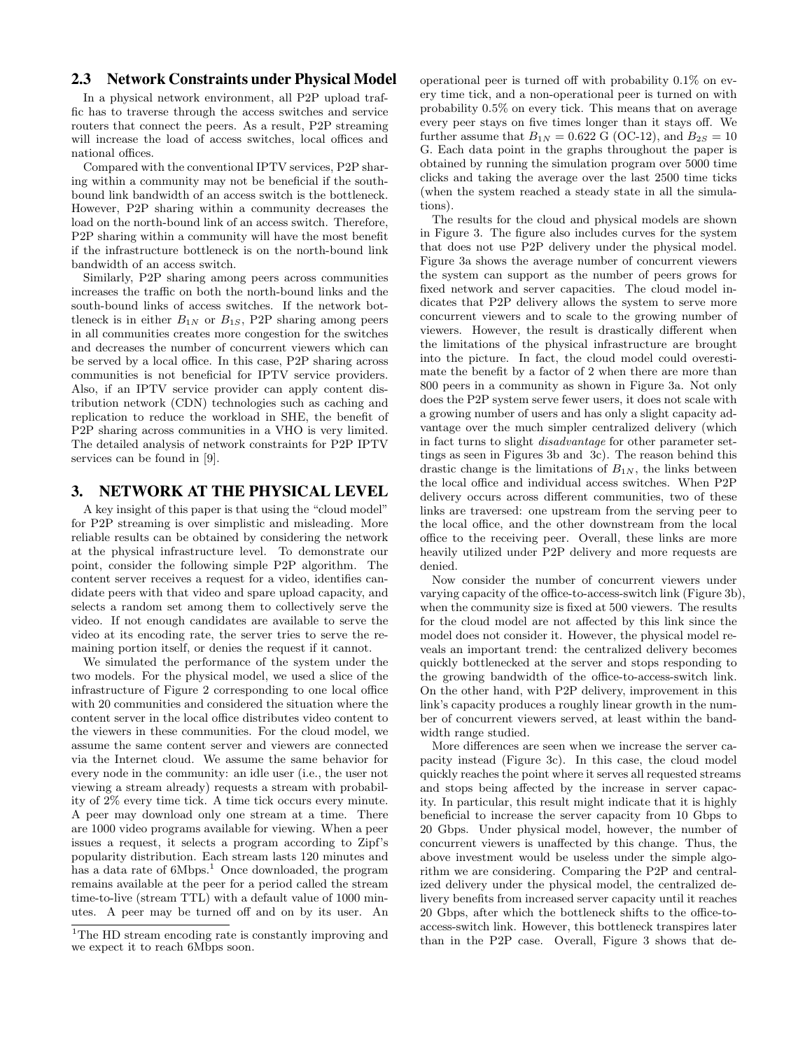## 2.3 Network Constraints under Physical Model

In a physical network environment, all P2P upload traffic has to traverse through the access switches and service routers that connect the peers. As a result, P2P streaming will increase the load of access switches, local offices and national offices.

Compared with the conventional IPTV services, P2P sharing within a community may not be beneficial if the south-bound link bandwidth of an access switch is the bottleneck. However, P2P sharing within a community decreases the load on the north-bound link of an access switch. Therefore, P2P sharing within a community will have the most benefit if the infrastructure bottleneck is on the north-bound link bandwidth of an access switch.

Similarly, P2P sharing among peers across communities increases the traffic on both the north-bound links and the south-bound links of access switches. If the network bottleneck is in either $B_{1N}$ or $B_{1S}$, P2P sharing among peers in all communities creates more congestion for the switches and decreases the number of concurrent viewers which can be served by a local office. In this case, P2P sharing across communities is not beneficial for IPTV service providers. Also, if an IPTV service provider can apply content distribution network (CDN) technologies such as caching and replication to reduce the workload in SHE, the benefit of P2P sharing across communities in a VHO is very limited. The detailed analysis of network constraints for P2P IPTV services can be found in [9].

# 3. NETWORK AT THE PHYSICAL LEVEL

A key insight of this paper is that using the "cloud model" for P2P streaming is over simplistic and misleading. More reliable results can be obtained by considering the network at the physical infrastructure level. To demonstrate our point, consider the following simple P2P algorithm. The content server receives a request for a video, identifies candidate peers with that video and spare upload capacity, and selects a random set among them to collectively serve the video. If not enough candidates are available to serve the video at its encoding rate, the server tries to serve the remaining portion itself, or denies the request if it cannot.

We simulated the performance of the system under the two models. For the physical model, we used a slice of the infrastructure of Figure 2 corresponding to one local office with 20 communities and considered the situation where the content server in the local office distributes video content to the viewers in these communities. For the cloud model, we assume the same content server and viewers are connected via the Internet cloud. We assume the same behavior for every node in the community: an idle user (i.e., the user not viewing a stream already) requests a stream with probability of 2% every time tick. A time tick occurs every minute. A peer may download only one stream at a time. There are 1000 video programs available for viewing. When a peer issues a request, it selects a program according to Zipf's popularity distribution. Each stream lasts 120 minutes and has a data rate of 6Mbps.[1] Once downloaded, the program remains available at the peer for a period called the stream time-to-live (stream TTL) with a default value of 1000 minutes. A peer may be turned off and on by its user. An operational peer is turned off with probability 0.1% on every time tick, and a non-operational peer is turned on with probability 0.5% on every tick. This means that on average every peer stays on five times longer than it stays off. We further assume that $B_{1N} = 0.622$ G (OC-12), and $B_{2S} = 10$ G. Each data point in the graphs throughout the paper is obtained by running the simulation program over 5000 time clicks and taking the average over the last 2500 time ticks (when the system reached a steady state in all the simulations).

The results for the cloud and physical models are shown in Figure 3. The figure also includes curves for the system that does not use P2P delivery under the physical model. Figure 3a shows the average number of concurrent viewers the system can support as the number of peers grows for fixed network and server capacities. The cloud model indicates that P2P delivery allows the system to serve more concurrent viewers and to scale to the growing number of viewers. However, the result is drastically different when the limitations of the physical infrastructure are brought into the picture. In fact, the cloud model could overestimate the benefit by a factor of 2 when there are more than 800 peers in a community as shown in Figure 3a. Not only does the P2P system serve fewer users, it does not scale with a growing number of users and has only a slight capacity advantage over the much simpler centralized delivery (which in fact turns to slight *disadvantage* for other parameter settings as seen in Figures 3b and 3c). The reason behind this drastic change is the limitations of $B_{1N}$, the links between the local office and individual access switches. When P2P delivery occurs across different communities, two of these links are traversed: one upstream from the serving peer to the local office, and the other downstream from the local office to the receiving peer. Overall, these links are more heavily utilized under P2P delivery and more requests are denied.

Now consider the number of concurrent viewers under varying capacity of the office-to-access-switch link (Figure 3b), when the community size is fixed at 500 viewers. The results for the cloud model are not affected by this link since the model does not consider it. However, the physical model reveals an important trend: the centralized delivery becomes quickly bottlenecked at the server and stops responding to the growing bandwidth of the office-to-access-switch link. On the other hand, with P2P delivery, improvement in this link's capacity produces a roughly linear growth in the number of concurrent viewers served, at least within the bandwidth range studied.

More differences are seen when we increase the server capacity instead (Figure 3c). In this case, the cloud model quickly reaches the point where it serves all requested streams and stops being affected by the increase in server capacity. In particular, this result might indicate that it is highly beneficial to increase the server capacity from 10 Gbps to 20 Gbps. Under physical model, however, the number of concurrent viewers is unaffected by this change. Thus, the above investment would be useless under the simple algorithm we are considering. Comparing the P2P and centralized delivery under the physical model, the centralized delivery benefits from increased server capacity until it reaches 20 Gbps, after which the bottleneck shifts to the office-to-access-switch link. However, this bottleneck transpires later than in the P2P case. Overall, Figure 3 shows that de-

[1] The HD stream encoding rate is constantly improving and we expect it to reach 6Mbps soon.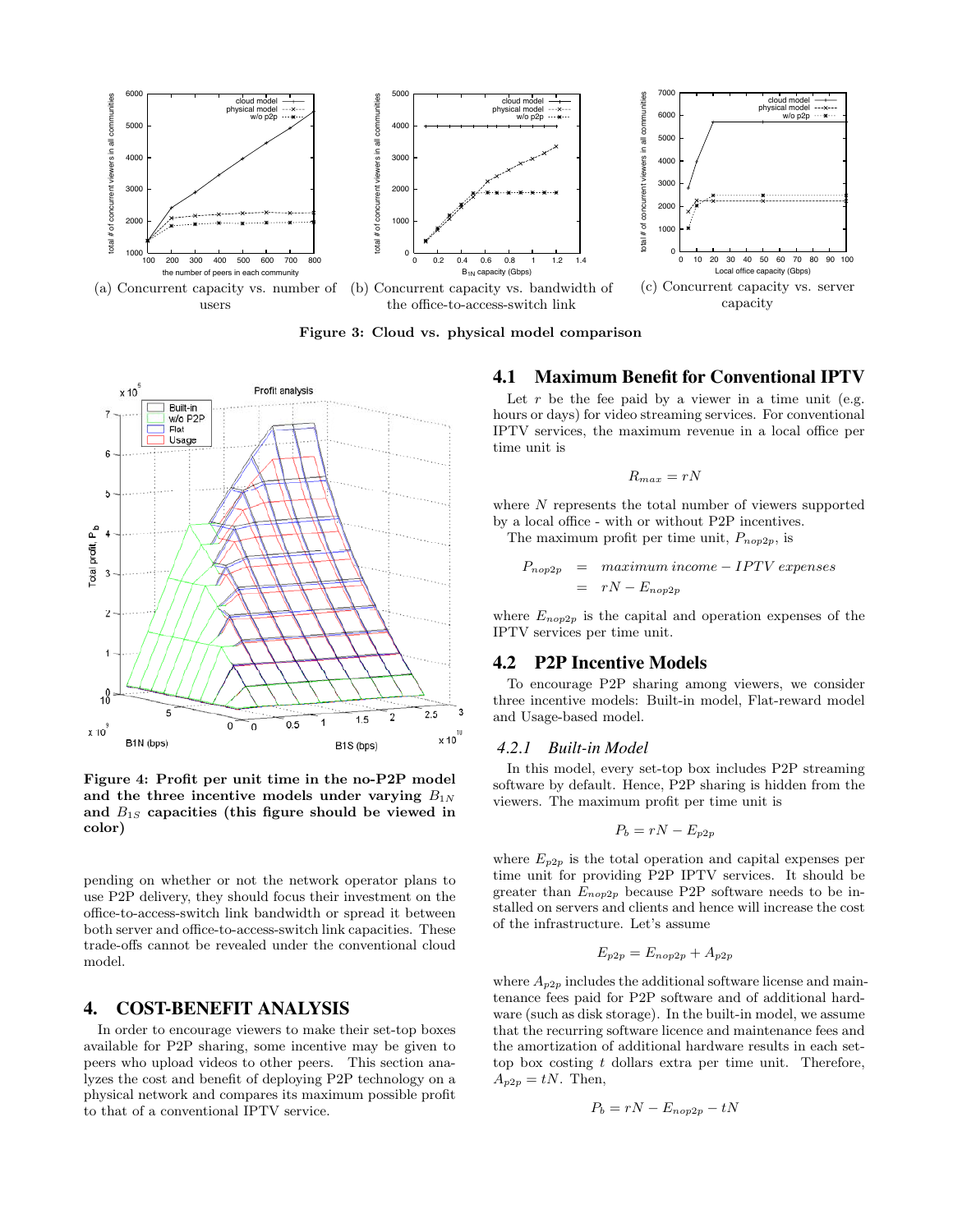(a) Concurrent capacity vs. number of users

(b) Concurrent capacity vs. bandwidth of the office-to-access-switch link

(c) Concurrent capacity vs. server capacity

**Figure 3: Cloud vs. physical model comparison**

**Figure 4: Profit per unit time in the no-P2P model and the three incentive models under varying $B_{1N}$ and $B_{1S}$ capacities (this figure should be viewed in color)**

pending on whether or not the network operator plans to use P2P delivery, they should focus their investment on the office-to-access-switch link bandwidth or spread it between both server and office-to-access-switch link capacities. These trade-offs cannot be revealed under the conventional cloud model.

## 4. COST-BENEFIT ANALYSIS

In order to encourage viewers to make their set-top boxes available for P2P sharing, some incentive may be given to peers who upload videos to other peers. This section analyzes the cost and benefit of deploying P2P technology on a physical network and compares its maximum possible profit to that of a conventional IPTV service.

### 4.1 Maximum Benefit for Conventional IPTV

Let $r$ be the fee paid by a viewer in a time unit (e.g. hours or days) for video streaming services. For conventional IPTV services, the maximum revenue in a local office per time unit is

$$R_{max} = rN$$

where $N$ represents the total number of viewers supported by a local office - with or without P2P incentives.

The maximum profit per time unit, $P_{nop2p}$, is

$$\begin{aligned} P_{nop2p} &= maximum\, income - IPTV\, expenses \\ &= rN - E_{nop2p} \end{aligned}$$

where $E_{nop2p}$ is the capital and operation expenses of the IPTV services per time unit.

### 4.2 P2P Incentive Models

To encourage P2P sharing among viewers, we consider three incentive models: Built-in model, Flat-reward model and Usage-based model.

#### 4.2.1 Built-in Model

In this model, every set-top box includes P2P streaming software by default. Hence, P2P sharing is hidden from the viewers. The maximum profit per time unit is

$$P_b = rN - E_{p2p}$$

where $E_{p2p}$ is the total operation and capital expenses per time unit for providing P2P IPTV services. It should be greater than $E_{nop2p}$ because P2P software needs to be installed on servers and clients and hence will increase the cost of the infrastructure. Let's assume

$$E_{p2p} = E_{nop2p} + A_{p2p}$$

where $A_{p2p}$ includes the additional software license and maintenance fees paid for P2P software and of additional hardware (such as disk storage). In the built-in model, we assume that the recurring software licence and maintenance fees and the amortization of additional hardware results in each set-top box costing $t$ dollars extra per time unit. Therefore, $A_{p2p} = tN$. Then,

$$P_b = rN - E_{nop2p} - tN$$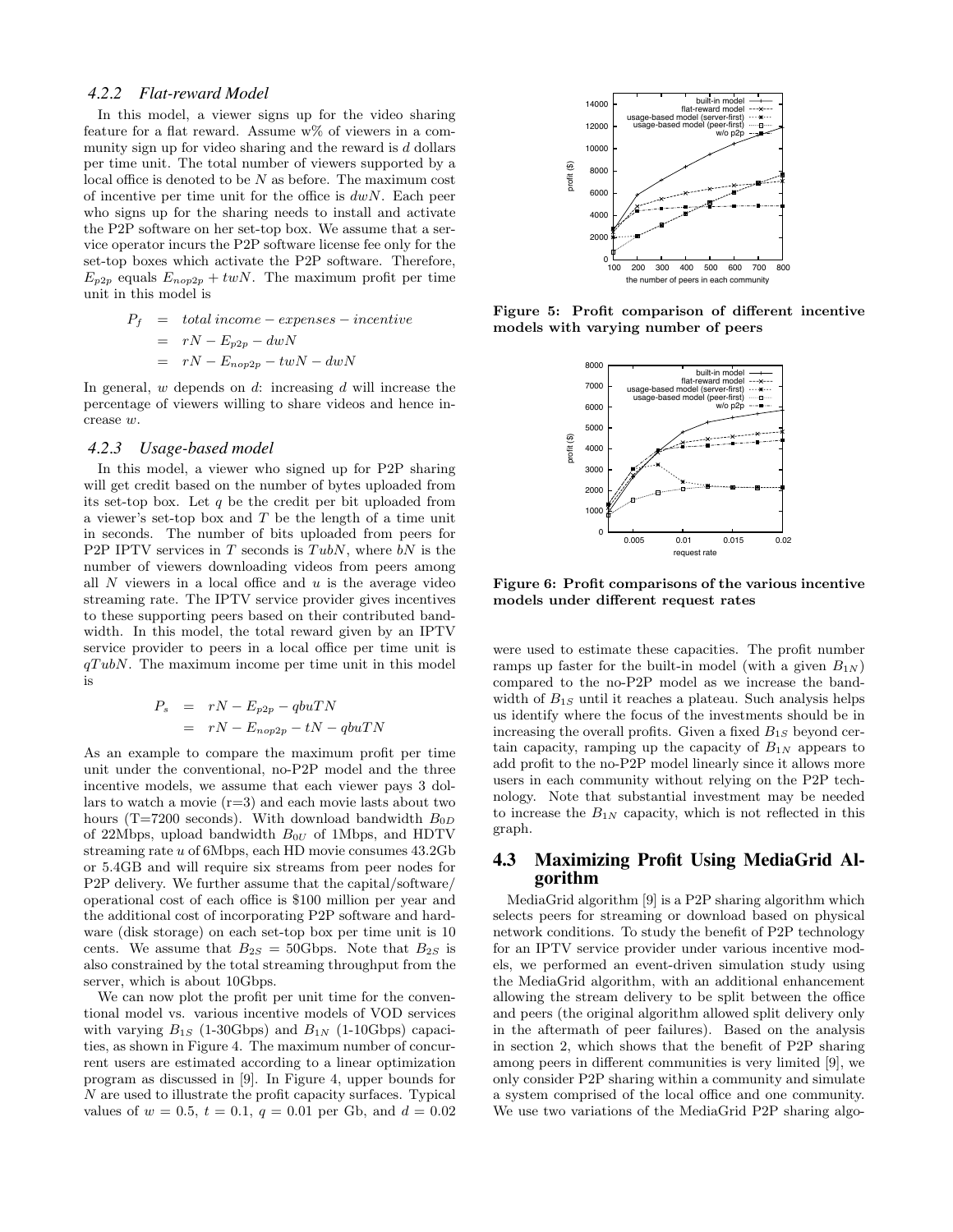### 4.2.2 Flat-reward Model

In this model, a viewer signs up for the video sharing feature for a flat reward. Assume w% of viewers in a community sign up for video sharing and the reward is $d$ dollars per time unit. The total number of viewers supported by a local office is denoted to be $N$ as before. The maximum cost of incentive per time unit for the office is $dwN$. Each peer who signs up for the sharing needs to install and activate the P2P software on her set-top box. We assume that a service operator incurs the P2P software license fee only for the set-top boxes which activate the P2P software. Therefore, $E_{p2p}$ equals $E_{nop2p} + twN$. The maximum profit per time unit in this model is

$$
\begin{aligned}
P_f &= total\, income - expenses - incentive \\
&= rN - E_{p2p} - dwN \\
&= rN - E_{nop2p} - twN - dwN
\end{aligned}
$$

In general, $w$ depends on $d$: increasing $d$ will increase the percentage of viewers willing to share videos and hence increase $w$.

### 4.2.3 Usage-based model

In this model, a viewer who signed up for P2P sharing will get credit based on the number of bytes uploaded from its set-top box. Let $q$ be the credit per bit uploaded from a viewer's set-top box and $T$ be the length of a time unit in seconds. The number of bits uploaded from peers for P2P IPTV services in $T$ seconds is $TubN$, where $bN$ is the number of viewers downloading videos from peers among all $N$ viewers in a local office and $u$ is the average video streaming rate. The IPTV service provider gives incentives to these supporting peers based on their contributed bandwidth. In this model, the total reward given by an IPTV service provider to peers in a local office per time unit is $qTubN$. The maximum income per time unit in this model is

$$
\begin{aligned}
P_s &= rN - E_{p2p} - qbuTN \\
&= rN - E_{nop2p} - tN - qbuTN
\end{aligned}
$$

As an example to compare the maximum profit per time unit under the conventional, no-P2P model and the three incentive models, we assume that each viewer pays 3 dollars to watch a movie (r=3) and each movie lasts about two hours (T=7200 seconds). With download bandwidth $B_{0D}$ of 22Mbps, upload bandwidth $B_{0U}$ of 1Mbps, and HDTV streaming rate $u$ of 6Mbps, each HD movie consumes 43.2Gb or 5.4GB and will require six streams from peer nodes for P2P delivery. We further assume that the capital/software/operational cost of each office is \$100 million per year and the additional cost of incorporating P2P software and hardware (disk storage) on each set-top box per time unit is 10 cents. We assume that $B_{2S}$ = 50Gbps. Note that $B_{2S}$ is also constrained by the total streaming throughput from the server, which is about 10Gbps.

We can now plot the profit per unit time for the conventional model vs. various incentive models of VOD services with varying $B_{1S}$ (1-30Gbps) and $B_{1N}$ (1-10Gbps) capacities, as shown in Figure 4. The maximum number of concurrent users are estimated according to a linear optimization program as discussed in [9]. In Figure 4, upper bounds for $N$ are used to illustrate the profit capacity surfaces. Typical values of $w = 0.5$, $t = 0.1$, $q = 0.01$ per Gb, and $d = 0.02$ were used to estimate these capacities. The profit number ramps up faster for the built-in model (with a given $B_{1N}$) compared to the no-P2P model as we increase the bandwidth of $B_{1S}$ until it reaches a plateau. Such analysis helps us identify where the focus of the investments should be in increasing the overall profits. Given a fixed $B_{1S}$ beyond certain capacity, ramping up the capacity of $B_{1N}$ appears to add profit to the no-P2P model linearly since it allows more users in each community without relying on the P2P technology. Note that substantial investment may be needed to increase the $B_{1N}$ capacity, which is not reflected in this graph.

**Figure 5: Profit comparison of different incentive models with varying number of peers**

**Figure 6: Profit comparisons of the various incentive models under different request rates**

## 4.3 Maximizing Profit Using MediaGrid Algorithm

MediaGrid algorithm [9] is a P2P sharing algorithm which selects peers for streaming or download based on physical network conditions. To study the benefit of P2P technology for an IPTV service provider under various incentive models, we performed an event-driven simulation study using the MediaGrid algorithm, with an additional enhancement allowing the stream delivery to be split between the office and peers (the original algorithm allowed split delivery only in the aftermath of peer failures). Based on the analysis in section 2, which shows that the benefit of P2P sharing among peers in different communities is very limited [9], we only consider P2P sharing within a community and simulate a system comprised of the local office and one community. We use two variations of the MediaGrid P2P sharing algo-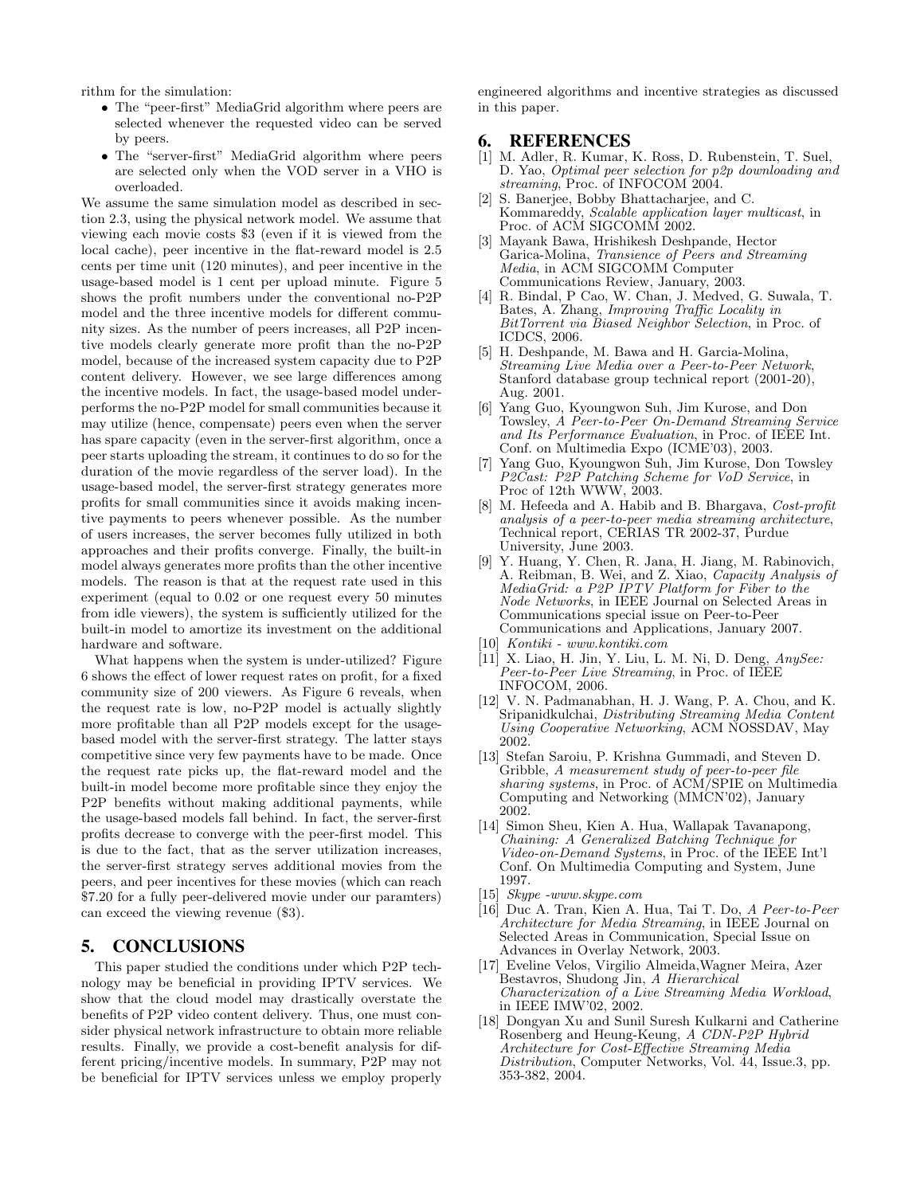rithm for the simulation:

- The "peer-first" MediaGrid algorithm where peers are selected whenever the requested video can be served by peers.
- The "server-first" MediaGrid algorithm where peers are selected only when the VOD server in a VHO is overloaded.

We assume the same simulation model as described in section 2.3, using the physical network model. We assume that viewing each movie costs \$3 (even if it is viewed from the local cache), peer incentive in the flat-reward model is 2.5 cents per time unit (120 minutes), and peer incentive in the usage-based model is 1 cent per upload minute. Figure 5 shows the profit numbers under the conventional no-P2P model and the three incentive models for different community sizes. As the number of peers increases, all P2P incentive models clearly generate more profit than the no-P2P model, because of the increased system capacity due to P2P content delivery. However, we see large differences among the incentive models. In fact, the usage-based model underperforms the no-P2P model for small communities because it may utilize (hence, compensate) peers even when the server has spare capacity (even in the server-first algorithm, once a peer starts uploading the stream, it continues to do so for the duration of the movie regardless of the server load). In the usage-based model, the server-first strategy generates more profits for small communities since it avoids making incentive payments to peers whenever possible. As the number of users increases, the server becomes fully utilized in both approaches and their profits converge. Finally, the built-in model always generates more profits than the other incentive models. The reason is that at the request rate used in this experiment (equal to 0.02 or one request every 50 minutes from idle viewers), the system is sufficiently utilized for the built-in model to amortize its investment on the additional hardware and software.

What happens when the system is under-utilized? Figure 6 shows the effect of lower request rates on profit, for a fixed community size of 200 viewers. As Figure 6 reveals, when the request rate is low, no-P2P model is actually slightly more profitable than all P2P models except for the usage-based model with the server-first strategy. The latter stays competitive since very few payments have to be made. Once the request rate picks up, the flat-reward model and the built-in model become more profitable since they enjoy the P2P benefits without making additional payments, while the usage-based models fall behind. In fact, the server-first profits decrease to converge with the peer-first model. This is due to the fact, that as the server utilization increases, the server-first strategy serves additional movies from the peers, and peer incentives for these movies (which can reach \$7.20 for a fully peer-delivered movie under our paramters) can exceed the viewing revenue (\$3).

## 5. CONCLUSIONS

This paper studied the conditions under which P2P technology may be beneficial in providing IPTV services. We show that the cloud model may drastically overstate the benefits of P2P video content delivery. Thus, one must consider physical network infrastructure to obtain more reliable results. Finally, we provide a cost-benefit analysis for different pricing/incentive models. In summary, P2P may not be beneficial for IPTV services unless we employ properly engineered algorithms and incentive strategies as discussed in this paper.

## 6. REFERENCES

[1] M. Adler, R. Kumar, K. Ross, D. Rubenstein, T. Suel, D. Yao, *Optimal peer selection for p2p downloading and streaming*, Proc. of INFOCOM 2004.

[2] S. Banerjee, Bobby Bhattacharjee, and C. Kommareddy, *Scalable application layer multicast*, in Proc. of ACM SIGCOMM 2002.

[3] Mayank Bawa, Hrishikesh Deshpande, Hector Garica-Molina, *Transience of Peers and Streaming Media*, in ACM SIGCOMM Computer Communications Review, January, 2003.

[4] R. Bindal, P Cao, W. Chan, J. Medved, G. Suwala, T. Bates, A. Zhang, *Improving Traffic Locality in BitTorrent via Biased Neighbor Selection*, in Proc. of ICDCS, 2006.

[5] H. Deshpande, M. Bawa and H. Garcia-Molina, *Streaming Live Media over a Peer-to-Peer Network*, Stanford database group technical report (2001-20), Aug. 2001.

[6] Yang Guo, Kyoungwon Suh, Jim Kurose, and Don Towsley, *A Peer-to-Peer On-Demand Streaming Service and Its Performance Evaluation*, in Proc. of IEEE Int. Conf. on Multimedia Expo (ICME'03), 2003.

[7] Yang Guo, Kyoungwon Suh, Jim Kurose, Don Towsley *P2Cast: P2P Patching Scheme for VoD Service*, in Proc of 12th WWW, 2003.

[8] M. Hefeeda and A. Habib and B. Bhargava, *Cost-profit analysis of a peer-to-peer media streaming architecture*, Technical report, CERIAS TR 2002-37, Purdue University, June 2003.

[9] Y. Huang, Y. Chen, R. Jana, H. Jiang, M. Rabinovich, A. Reibman, B. Wei, and Z. Xiao, *Capacity Analysis of MediaGrid: a P2P IPTV Platform for Fiber to the Node Networks*, in IEEE Journal on Selected Areas in Communications special issue on Peer-to-Peer Communications and Applications, January 2007.

[10] *Kontiki - www.kontiki.com*

[11] X. Liao, H. Jin, Y. Liu, L. M. Ni, D. Deng, *AnySee: Peer-to-Peer Live Streaming*, in Proc. of IEEE INFOCOM, 2006.

[12] V. N. Padmanabhan, H. J. Wang, P. A. Chou, and K. Sripanidkulchai, *Distributing Streaming Media Content Using Cooperative Networking*, ACM NOSSDAV, May 2002.

[13] Stefan Saroiu, P. Krishna Gummadi, and Steven D. Gribble, *A measurement study of peer-to-peer file sharing systems*, in Proc. of ACM/SPIE on Multimedia Computing and Networking (MMCN'02), January 2002.

[14] Simon Sheu, Kien A. Hua, Wallapak Tavanapong, *Chaining: A Generalized Batching Technique for Video-on-Demand Systems*, in Proc. of the IEEE Int'l Conf. On Multimedia Computing and System, June 1997.

[15] *Skype -www.skype.com*

[16] Duc A. Tran, Kien A. Hua, Tai T. Do, *A Peer-to-Peer Architecture for Media Streaming*, in IEEE Journal on Selected Areas in Communication, Special Issue on Advances in Overlay Network, 2003.

[17] Eveline Velos, Virgilio Almeida,Wagner Meira, Azer Bestavros, Shudong Jin, *A Hierarchical Characterization of a Live Streaming Media Workload*, in IEEE IMW'02, 2002.

[18] Dongyan Xu and Sunil Suresh Kulkarni and Catherine Rosenberg and Heung-Keung, *A CDN-P2P Hybrid Architecture for Cost-Effective Streaming Media Distribution*, Computer Networks, Vol. 44, Issue.3, pp. 353-382, 2004.